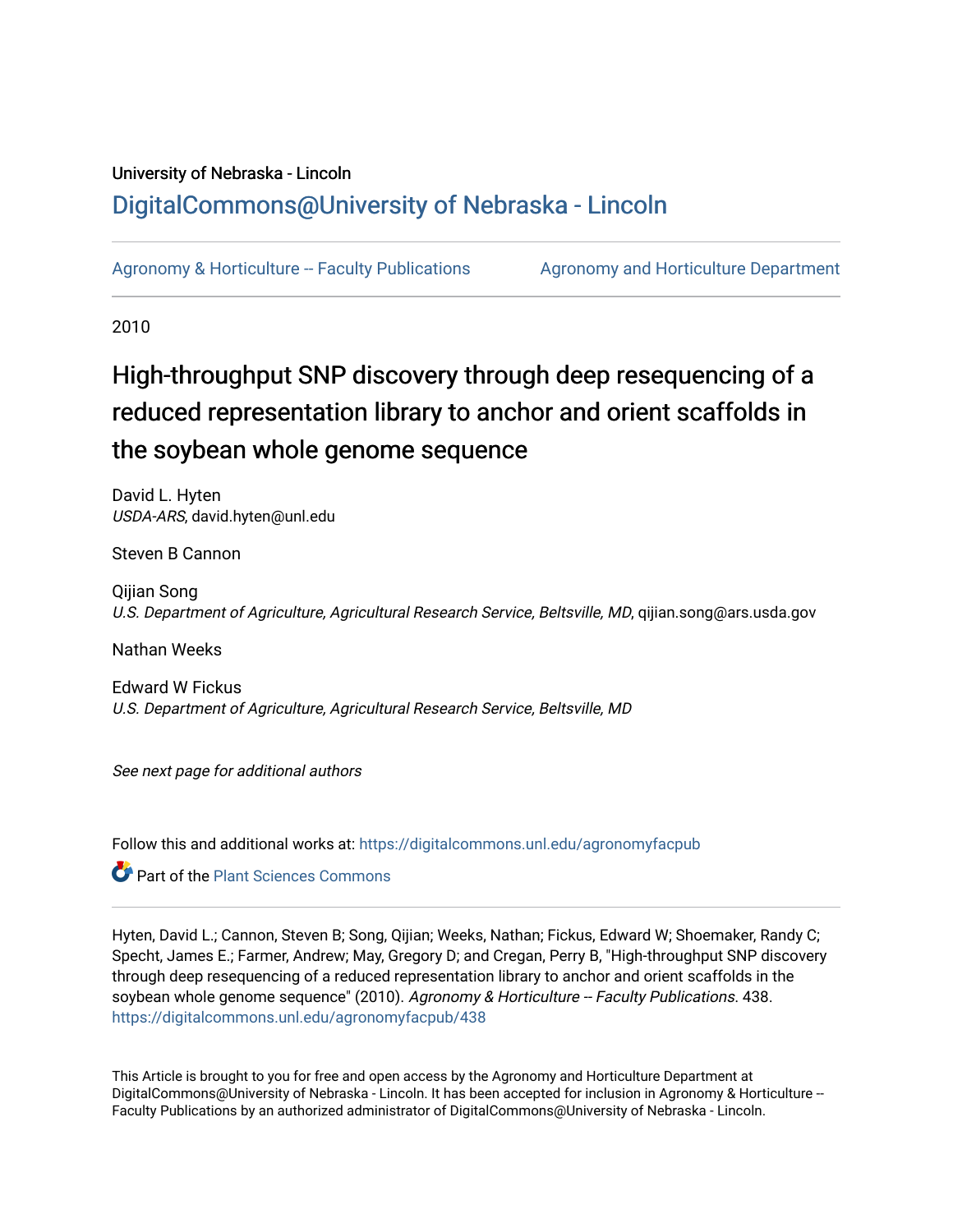University of Nebraska - Lincoln

## DigitalCommons@University of Nebraska - Lincoln

Agronomy & Horticulture -- Faculty Publications

Agronomy and Horticulture Department

2010

# High-throughput SNP discovery through deep resequencing of a reduced representation library to anchor and orient scaffolds in the soybean whole genome sequence

David L. Hyten
*USDA-ARS*, david.hyten@unl.edu

Steven B Cannon

Qijian Song
*U.S. Department of Agriculture, Agricultural Research Service, Beltsville, MD*, qijian.song@ars.usda.gov

Nathan Weeks

Edward W Fickus
*U.S. Department of Agriculture, Agricultural Research Service, Beltsville, MD*

*See next page for additional authors*

Follow this and additional works at: https://digitalcommons.unl.edu/agronomyfacpub

Part of the Plant Sciences Commons

Hyten, David L.; Cannon, Steven B; Song, Qijian; Weeks, Nathan; Fickus, Edward W; Shoemaker, Randy C; Specht, James E.; Farmer, Andrew; May, Gregory D; and Cregan, Perry B, "High-throughput SNP discovery through deep resequencing of a reduced representation library to anchor and orient scaffolds in the soybean whole genome sequence" (2010). *Agronomy & Horticulture -- Faculty Publications*. 438.
https://digitalcommons.unl.edu/agronomyfacpub/438

This Article is brought to you for free and open access by the Agronomy and Horticulture Department at DigitalCommons@University of Nebraska - Lincoln. It has been accepted for inclusion in Agronomy & Horticulture -- Faculty Publications by an authorized administrator of DigitalCommons@University of Nebraska - Lincoln.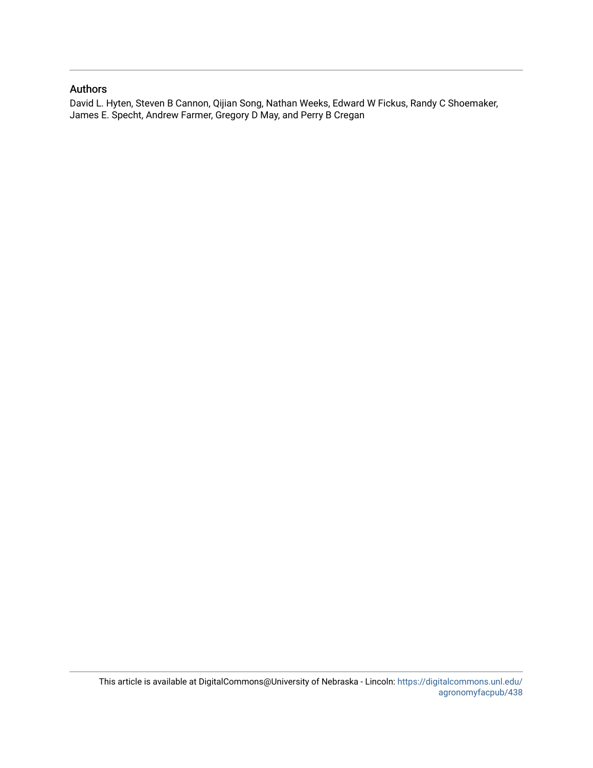## Authors

David L. Hyten, Steven B Cannon, Qijian Song, Nathan Weeks, Edward W Fickus, Randy C Shoemaker, James E. Specht, Andrew Farmer, Gregory D May, and Perry B Cregan

This article is available at DigitalCommons@University of Nebraska - Lincoln: https://digitalcommons.unl.edu/agronomyfacpub/438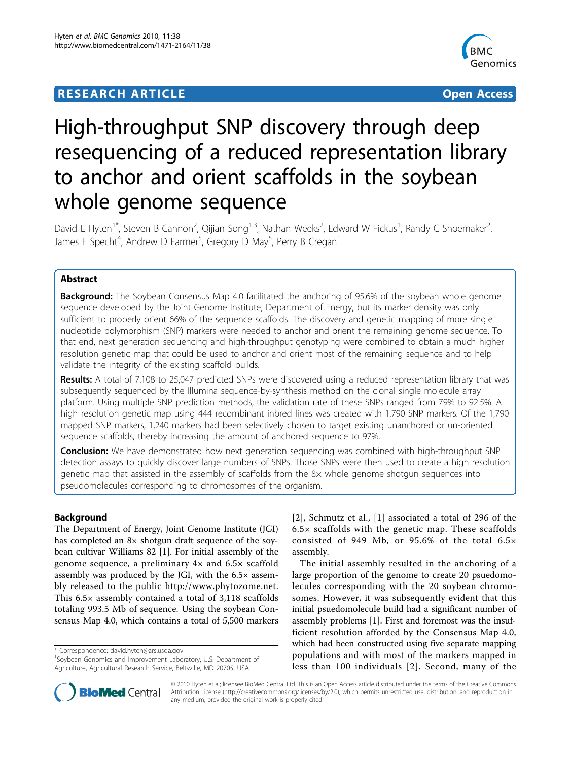# High-throughput SNP discovery through deep resequencing of a reduced representation library to anchor and orient scaffolds in the soybean whole genome sequence

David L Hyten[1*], Steven B Cannon[2], Qijian Song[1,3], Nathan Weeks[2], Edward W Fickus[1], Randy C Shoemaker[2], James E Specht[4], Andrew D Farmer[5], Gregory D May[5], Perry B Cregan[1]

## Abstract

**Background:** The Soybean Consensus Map 4.0 facilitated the anchoring of 95.6% of the soybean whole genome sequence developed by the Joint Genome Institute, Department of Energy, but its marker density was only sufficient to properly orient 66% of the sequence scaffolds. The discovery and genetic mapping of more single nucleotide polymorphism (SNP) markers were needed to anchor and orient the remaining genome sequence. To that end, next generation sequencing and high-throughput genotyping were combined to obtain a much higher resolution genetic map that could be used to anchor and orient most of the remaining sequence and to help validate the integrity of the existing scaffold builds.

**Results:** A total of 7,108 to 25,047 predicted SNPs were discovered using a reduced representation library that was subsequently sequenced by the Illumina sequence-by-synthesis method on the clonal single molecule array platform. Using multiple SNP prediction methods, the validation rate of these SNPs ranged from 79% to 92.5%. A high resolution genetic map using 444 recombinant inbred lines was created with 1,790 SNP markers. Of the 1,790 mapped SNP markers, 1,240 markers had been selectively chosen to target existing unanchored or un-oriented sequence scaffolds, thereby increasing the amount of anchored sequence to 97%.

**Conclusion:** We have demonstrated how next generation sequencing was combined with high-throughput SNP detection assays to quickly discover large numbers of SNPs. Those SNPs were then used to create a high resolution genetic map that assisted in the assembly of scaffolds from the 8× whole genome shotgun sequences into pseudomolecules corresponding to chromosomes of the organism.

## Background

The Department of Energy, Joint Genome Institute (JGI) has completed an 8× shotgun draft sequence of the soybean cultivar Williams 82 [1]. For initial assembly of the genome sequence, a preliminary 4× and 6.5× scaffold assembly was produced by the JGI, with the 6.5× assembly released to the public http://www.phytozome.net. This 6.5× assembly contained a total of 3,118 scaffolds totaling 993.5 Mb of sequence. Using the soybean Consensus Map 4.0, which contains a total of 5,500 markers [2], Schmutz et al., [1] associated a total of 296 of the 6.5× scaffolds with the genetic map. These scaffolds consisted of 949 Mb, or 95.6% of the total 6.5× assembly.

The initial assembly resulted in the anchoring of a large proportion of the genome to create 20 psuedomolecules corresponding with the 20 soybean chromosomes. However, it was subsequently evident that this initial psuedomolecule build had a significant number of assembly problems [1]. First and foremost was the insufficient resolution afforded by the Consensus Map 4.0, which had been constructed using five separate mapping populations and with most of the markers mapped in less than 100 individuals [2]. Second, many of the

* Correspondence: david.hyten@ars.usda.gov
[1]Soybean Genomics and Improvement Laboratory, U.S. Department of Agriculture, Agricultural Research Service, Beltsville, MD 20705, USA

© 2010 Hyten et al; licensee BioMed Central Ltd. This is an Open Access article distributed under the terms of the Creative Commons Attribution License (http://creativecommons.org/licenses/by/2.0), which permits unrestricted use, distribution, and reproduction in any medium, provided the original work is properly cited.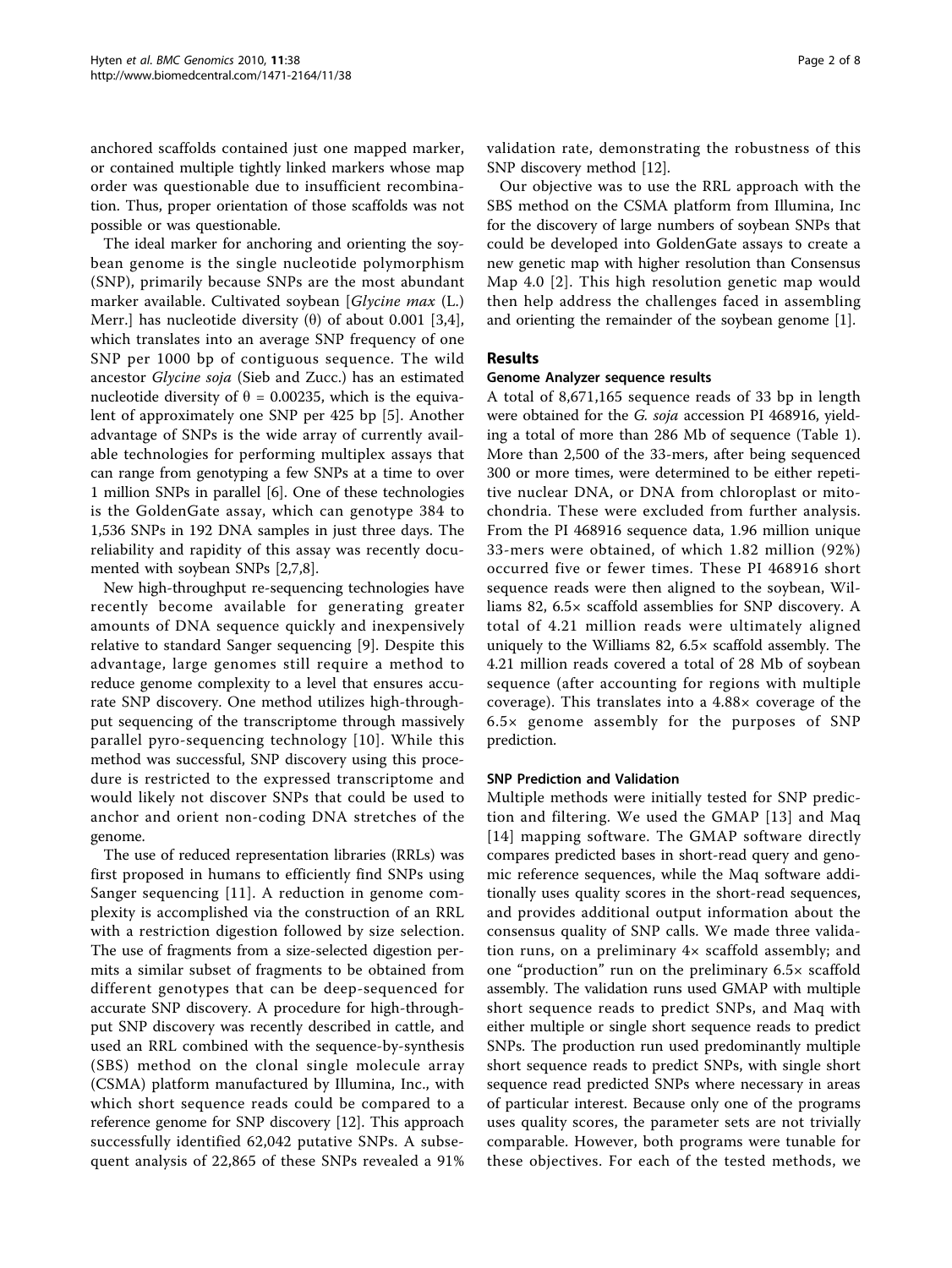anchored scaffolds contained just one mapped marker, or contained multiple tightly linked markers whose map order was questionable due to insufficient recombination. Thus, proper orientation of those scaffolds was not possible or was questionable.

The ideal marker for anchoring and orienting the soybean genome is the single nucleotide polymorphism (SNP), primarily because SNPs are the most abundant marker available. Cultivated soybean [*Glycine max* (L.) Merr.] has nucleotide diversity ($\theta$) of about 0.001 [3,4], which translates into an average SNP frequency of one SNP per 1000 bp of contiguous sequence. The wild ancestor *Glycine soja* (Sieb and Zucc.) has an estimated nucleotide diversity of $\theta = 0.00235$, which is the equivalent of approximately one SNP per 425 bp [5]. Another advantage of SNPs is the wide array of currently available technologies for performing multiplex assays that can range from genotyping a few SNPs at a time to over 1 million SNPs in parallel [6]. One of these technologies is the GoldenGate assay, which can genotype 384 to 1,536 SNPs in 192 DNA samples in just three days. The reliability and rapidity of this assay was recently documented with soybean SNPs [2,7,8].

New high-throughput re-sequencing technologies have recently become available for generating greater amounts of DNA sequence quickly and inexpensively relative to standard Sanger sequencing [9]. Despite this advantage, large genomes still require a method to reduce genome complexity to a level that ensures accurate SNP discovery. One method utilizes high-throughput sequencing of the transcriptome through massively parallel pyro-sequencing technology [10]. While this method was successful, SNP discovery using this procedure is restricted to the expressed transcriptome and would likely not discover SNPs that could be used to anchor and orient non-coding DNA stretches of the genome.

The use of reduced representation libraries (RRLs) was first proposed in humans to efficiently find SNPs using Sanger sequencing [11]. A reduction in genome complexity is accomplished via the construction of an RRL with a restriction digestion followed by size selection. The use of fragments from a size-selected digestion permits a similar subset of fragments to be obtained from different genotypes that can be deep-sequenced for accurate SNP discovery. A procedure for high-throughput SNP discovery was recently described in cattle, and used an RRL combined with the sequence-by-synthesis (SBS) method on the clonal single molecule array (CSMA) platform manufactured by Illumina, Inc., with which short sequence reads could be compared to a reference genome for SNP discovery [12]. This approach successfully identified 62,042 putative SNPs. A subsequent analysis of 22,865 of these SNPs revealed a 91% validation rate, demonstrating the robustness of this SNP discovery method [12].

Our objective was to use the RRL approach with the SBS method on the CSMA platform from Illumina, Inc for the discovery of large numbers of soybean SNPs that could be developed into GoldenGate assays to create a new genetic map with higher resolution than Consensus Map 4.0 [2]. This high resolution genetic map would then help address the challenges faced in assembling and orienting the remainder of the soybean genome [1].

## Results

### Genome Analyzer sequence results

A total of 8,671,165 sequence reads of 33 bp in length were obtained for the *G. soja* accession PI 468916, yielding a total of more than 286 Mb of sequence (Table 1). More than 2,500 of the 33-mers, after being sequenced 300 or more times, were determined to be either repetitive nuclear DNA, or DNA from chloroplast or mitochondria. These were excluded from further analysis. From the PI 468916 sequence data, 1.96 million unique 33-mers were obtained, of which 1.82 million (92%) occurred five or fewer times. These PI 468916 short sequence reads were then aligned to the soybean, Williams 82, 6.5× scaffold assemblies for SNP discovery. A total of 4.21 million reads were ultimately aligned uniquely to the Williams 82, 6.5× scaffold assembly. The 4.21 million reads covered a total of 28 Mb of soybean sequence (after accounting for regions with multiple coverage). This translates into a 4.88× coverage of the 6.5× genome assembly for the purposes of SNP prediction.

### SNP Prediction and Validation

Multiple methods were initially tested for SNP prediction and filtering. We used the GMAP [13] and Maq [14] mapping software. The GMAP software directly compares predicted bases in short-read query and genomic reference sequences, while the Maq software additionally uses quality scores in the short-read sequences, and provides additional output information about the consensus quality of SNP calls. We made three validation runs, on a preliminary 4× scaffold assembly; and one "production" run on the preliminary 6.5× scaffold assembly. The validation runs used GMAP with multiple short sequence reads to predict SNPs, and Maq with either multiple or single short sequence reads to predict SNPs. The production run used predominantly multiple short sequence reads to predict SNPs, with single short sequence read predicted SNPs where necessary in areas of particular interest. Because only one of the programs uses quality scores, the parameter sets are not trivially comparable. However, both programs were tunable for these objectives. For each of the tested methods, we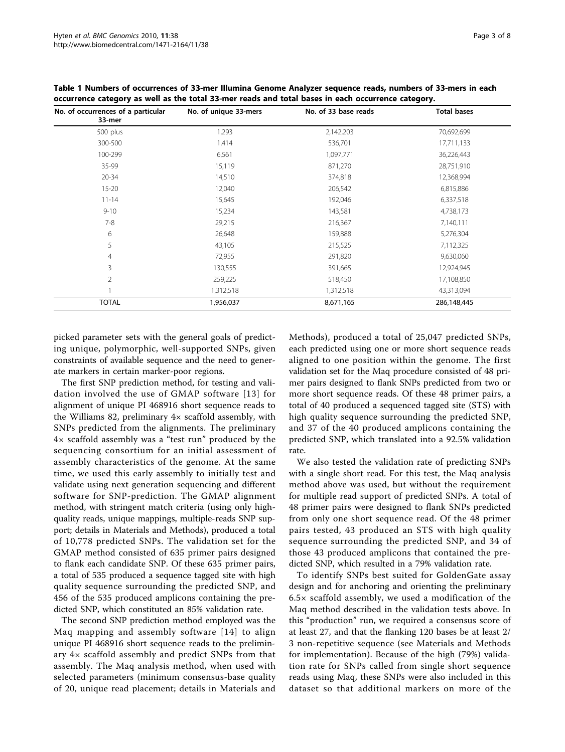**Table 1 Numbers of occurrences of 33-mer Illumina Genome Analyzer sequence reads, numbers of 33-mers in each occurrence category as well as the total 33-mer reads and total bases in each occurrence category.**

| No. of occurrences of a particular 33-mer | No. of unique 33-mers | No. of 33 base reads | Total bases |
|---|---|---|---|
| 500 plus | 1,293 | 2,142,203 | 70,692,699 |
| 300-500 | 1,414 | 536,701 | 17,711,133 |
| 100-299 | 6,561 | 1,097,771 | 36,226,443 |
| 35-99 | 15,119 | 871,270 | 28,751,910 |
| 20-34 | 14,510 | 374,818 | 12,368,994 |
| 15-20 | 12,040 | 206,542 | 6,815,886 |
| 11-14 | 15,645 | 192,046 | 6,337,518 |
| 9-10 | 15,234 | 143,581 | 4,738,173 |
| 7-8 | 29,215 | 216,367 | 7,140,111 |
| 6 | 26,648 | 159,888 | 5,276,304 |
| 5 | 43,105 | 215,525 | 7,112,325 |
| 4 | 72,955 | 291,820 | 9,630,060 |
| 3 | 130,555 | 391,665 | 12,924,945 |
| 2 | 259,225 | 518,450 | 17,108,850 |
| 1 | 1,312,518 | 1,312,518 | 43,313,094 |
| TOTAL | 1,956,037 | 8,671,165 | 286,148,445 |

picked parameter sets with the general goals of predicting unique, polymorphic, well-supported SNPs, given constraints of available sequence and the need to generate markers in certain marker-poor regions.

The first SNP prediction method, for testing and validation involved the use of GMAP software [13] for alignment of unique PI 468916 short sequence reads to the Williams 82, preliminary 4× scaffold assembly, with SNPs predicted from the alignments. The preliminary 4× scaffold assembly was a "test run" produced by the sequencing consortium for an initial assessment of assembly characteristics of the genome. At the same time, we used this early assembly to initially test and validate using next generation sequencing and different software for SNP-prediction. The GMAP alignment method, with stringent match criteria (using only high-quality reads, unique mappings, multiple-reads SNP support; details in Materials and Methods), produced a total of 10,778 predicted SNPs. The validation set for the GMAP method consisted of 635 primer pairs designed to flank each candidate SNP. Of these 635 primer pairs, a total of 535 produced a sequence tagged site with high quality sequence surrounding the predicted SNP, and 456 of the 535 produced amplicons containing the predicted SNP, which constituted an 85% validation rate.

The second SNP prediction method employed was the Maq mapping and assembly software [14] to align unique PI 468916 short sequence reads to the preliminary 4× scaffold assembly and predict SNPs from that assembly. The Maq analysis method, when used with selected parameters (minimum consensus-base quality of 20, unique read placement; details in Materials and Methods), produced a total of 25,047 predicted SNPs, each predicted using one or more short sequence reads aligned to one position within the genome. The first validation set for the Maq procedure consisted of 48 primer pairs designed to flank SNPs predicted from two or more short sequence reads. Of these 48 primer pairs, a total of 40 produced a sequenced tagged site (STS) with high quality sequence surrounding the predicted SNP, and 37 of the 40 produced amplicons containing the predicted SNP, which translated into a 92.5% validation rate.

We also tested the validation rate of predicting SNPs with a single short read. For this test, the Maq analysis method above was used, but without the requirement for multiple read support of predicted SNPs. A total of 48 primer pairs were designed to flank SNPs predicted from only one short sequence read. Of the 48 primer pairs tested, 43 produced an STS with high quality sequence surrounding the predicted SNP, and 34 of those 43 produced amplicons that contained the predicted SNP, which resulted in a 79% validation rate.

To identify SNPs best suited for GoldenGate assay design and for anchoring and orienting the preliminary 6.5× scaffold assembly, we used a modification of the Maq method described in the validation tests above. In this "production" run, we required a consensus score of at least 27, and that the flanking 120 bases be at least 2/3 non-repetitive sequence (see Materials and Methods for implementation). Because of the high (79%) validation rate for SNPs called from single short sequence reads using Maq, these SNPs were also included in this dataset so that additional markers on more of the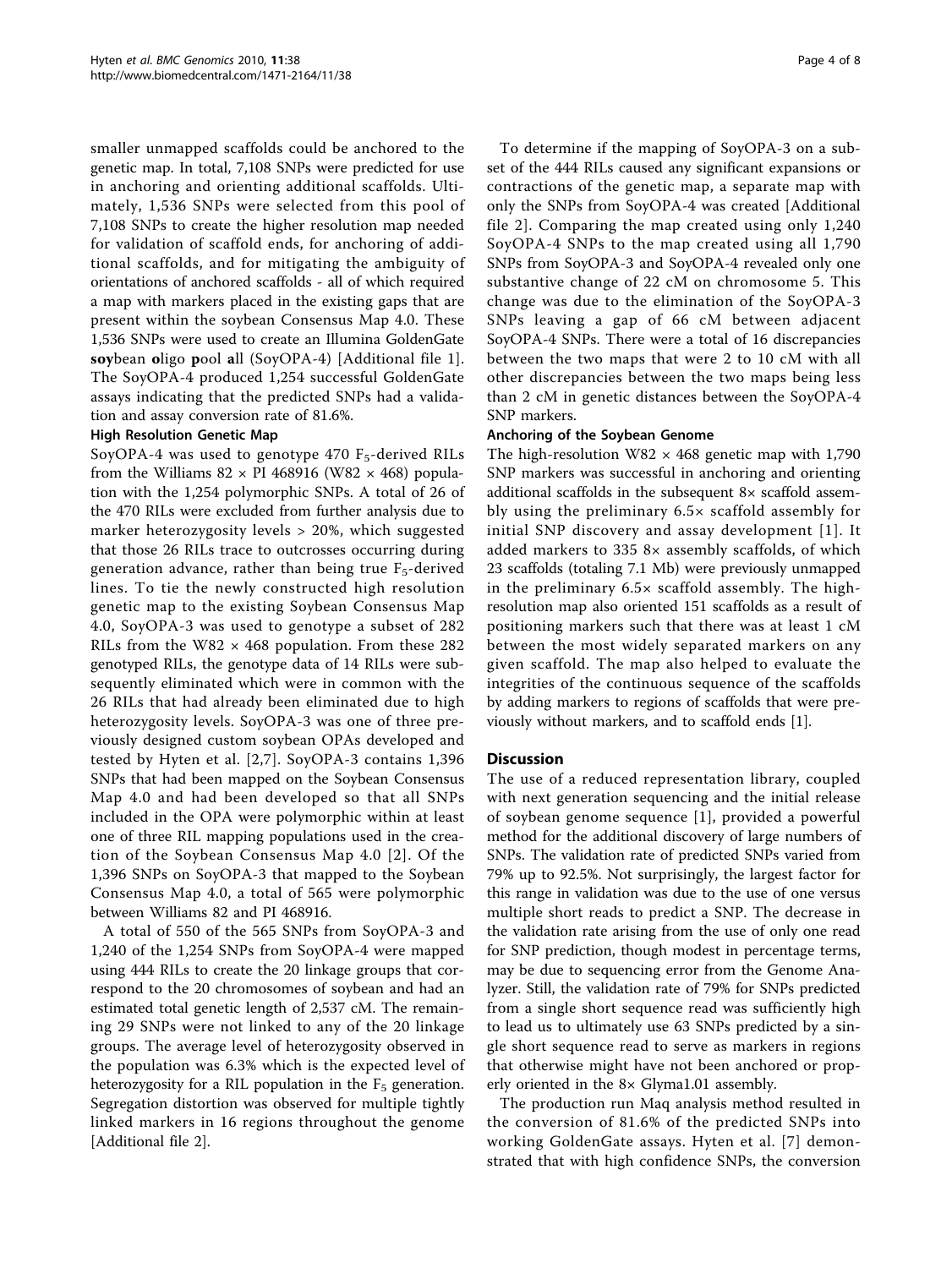smaller unmapped scaffolds could be anchored to the genetic map. In total, 7,108 SNPs were predicted for use in anchoring and orienting additional scaffolds. Ultimately, 1,536 SNPs were selected from this pool of 7,108 SNPs to create the higher resolution map needed for validation of scaffold ends, for anchoring of additional scaffolds, and for mitigating the ambiguity of orientations of anchored scaffolds - all of which required a map with markers placed in the existing gaps that are present within the soybean Consensus Map 4.0. These 1,536 SNPs were used to create an Illumina GoldenGate **soy**bean **o**ligo **p**ool **a**ll (SoyOPA-4) [Additional file 1]. The SoyOPA-4 produced 1,254 successful GoldenGate assays indicating that the predicted SNPs had a validation and assay conversion rate of 81.6%.

#### High Resolution Genetic Map

SoyOPA-4 was used to genotype 470 $F_5$-derived RILs from the Williams 82 × PI 468916 (W82 × 468) population with the 1,254 polymorphic SNPs. A total of 26 of the 470 RILs were excluded from further analysis due to marker heterozygosity levels > 20%, which suggested that those 26 RILs trace to outcrosses occurring during generation advance, rather than being true $F_5$-derived lines. To tie the newly constructed high resolution genetic map to the existing Soybean Consensus Map 4.0, SoyOPA-3 was used to genotype a subset of 282 RILs from the W82 × 468 population. From these 282 genotyped RILs, the genotype data of 14 RILs were subsequently eliminated which were in common with the 26 RILs that had already been eliminated due to high heterozygosity levels. SoyOPA-3 was one of three previously designed custom soybean OPAs developed and tested by Hyten et al. [2,7]. SoyOPA-3 contains 1,396 SNPs that had been mapped on the Soybean Consensus Map 4.0 and had been developed so that all SNPs included in the OPA were polymorphic within at least one of three RIL mapping populations used in the creation of the Soybean Consensus Map 4.0 [2]. Of the 1,396 SNPs on SoyOPA-3 that mapped to the Soybean Consensus Map 4.0, a total of 565 were polymorphic between Williams 82 and PI 468916.

A total of 550 of the 565 SNPs from SoyOPA-3 and 1,240 of the 1,254 SNPs from SoyOPA-4 were mapped using 444 RILs to create the 20 linkage groups that correspond to the 20 chromosomes of soybean and had an estimated total genetic length of 2,537 cM. The remaining 29 SNPs were not linked to any of the 20 linkage groups. The average level of heterozygosity observed in the population was 6.3% which is the expected level of heterozygosity for a RIL population in the $F_5$ generation. Segregation distortion was observed for multiple tightly linked markers in 16 regions throughout the genome [Additional file 2].

To determine if the mapping of SoyOPA-3 on a subset of the 444 RILs caused any significant expansions or contractions of the genetic map, a separate map with only the SNPs from SoyOPA-4 was created [Additional file 2]. Comparing the map created using only 1,240 SoyOPA-4 SNPs to the map created using all 1,790 SNPs from SoyOPA-3 and SoyOPA-4 revealed only one substantive change of 22 cM on chromosome 5. This change was due to the elimination of the SoyOPA-3 SNPs leaving a gap of 66 cM between adjacent SoyOPA-4 SNPs. There were a total of 16 discrepancies between the two maps that were 2 to 10 cM with all other discrepancies between the two maps being less than 2 cM in genetic distances between the SoyOPA-4 SNP markers.

#### Anchoring of the Soybean Genome

The high-resolution W82 × 468 genetic map with 1,790 SNP markers was successful in anchoring and orienting additional scaffolds in the subsequent 8× scaffold assembly using the preliminary 6.5× scaffold assembly for initial SNP discovery and assay development [1]. It added markers to 335 8× assembly scaffolds, of which 23 scaffolds (totaling 7.1 Mb) were previously unmapped in the preliminary 6.5× scaffold assembly. The high-resolution map also oriented 151 scaffolds as a result of positioning markers such that there was at least 1 cM between the most widely separated markers on any given scaffold. The map also helped to evaluate the integrities of the continuous sequence of the scaffolds by adding markers to regions of scaffolds that were previously without markers, and to scaffold ends [1].

## Discussion

The use of a reduced representation library, coupled with next generation sequencing and the initial release of soybean genome sequence [1], provided a powerful method for the additional discovery of large numbers of SNPs. The validation rate of predicted SNPs varied from 79% up to 92.5%. Not surprisingly, the largest factor for this range in validation was due to the use of one versus multiple short reads to predict a SNP. The decrease in the validation rate arising from the use of only one read for SNP prediction, though modest in percentage terms, may be due to sequencing error from the Genome Analyzer. Still, the validation rate of 79% for SNPs predicted from a single short sequence read was sufficiently high to lead us to ultimately use 63 SNPs predicted by a single short sequence read to serve as markers in regions that otherwise might have not been anchored or properly oriented in the 8× Glyma1.01 assembly.

The production run Maq analysis method resulted in the conversion of 81.6% of the predicted SNPs into working GoldenGate assays. Hyten et al. [7] demonstrated that with high confidence SNPs, the conversion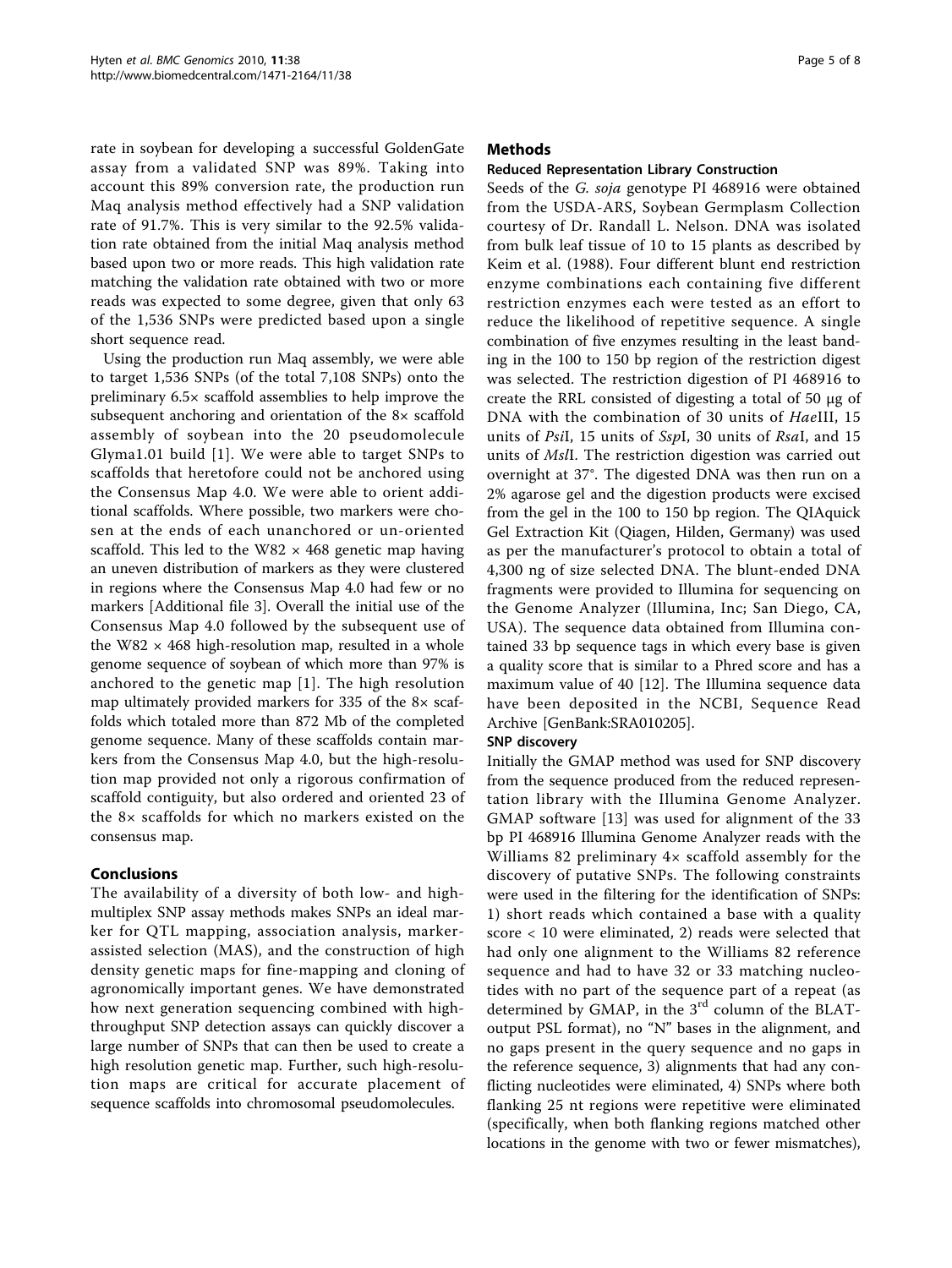rate in soybean for developing a successful GoldenGate assay from a validated SNP was 89%. Taking into account this 89% conversion rate, the production run Maq analysis method effectively had a SNP validation rate of 91.7%. This is very similar to the 92.5% validation rate obtained from the initial Maq analysis method based upon two or more reads. This high validation rate matching the validation rate obtained with two or more reads was expected to some degree, given that only 63 of the 1,536 SNPs were predicted based upon a single short sequence read.

Using the production run Maq assembly, we were able to target 1,536 SNPs (of the total 7,108 SNPs) onto the preliminary 6.5× scaffold assemblies to help improve the subsequent anchoring and orientation of the 8× scaffold assembly of soybean into the 20 pseudomolecule Glyma1.01 build [1]. We were able to target SNPs to scaffolds that heretofore could not be anchored using the Consensus Map 4.0. We were able to orient additional scaffolds. Where possible, two markers were chosen at the ends of each unanchored or un-oriented scaffold. This led to the W82 × 468 genetic map having an uneven distribution of markers as they were clustered in regions where the Consensus Map 4.0 had few or no markers [Additional file 3]. Overall the initial use of the Consensus Map 4.0 followed by the subsequent use of the W82 × 468 high-resolution map, resulted in a whole genome sequence of soybean of which more than 97% is anchored to the genetic map [1]. The high resolution map ultimately provided markers for 335 of the 8× scaffolds which totaled more than 872 Mb of the completed genome sequence. Many of these scaffolds contain markers from the Consensus Map 4.0, but the high-resolution map provided not only a rigorous confirmation of scaffold contiguity, but also ordered and oriented 23 of the 8× scaffolds for which no markers existed on the consensus map.

## Conclusions

The availability of a diversity of both low- and high-multiplex SNP assay methods makes SNPs an ideal marker for QTL mapping, association analysis, marker-assisted selection (MAS), and the construction of high density genetic maps for fine-mapping and cloning of agronomically important genes. We have demonstrated how next generation sequencing combined with high-throughput SNP detection assays can quickly discover a large number of SNPs that can then be used to create a high resolution genetic map. Further, such high-resolution maps are critical for accurate placement of sequence scaffolds into chromosomal pseudomolecules.

## Methods

### Reduced Representation Library Construction

Seeds of the *G. soja* genotype PI 468916 were obtained from the USDA-ARS, Soybean Germplasm Collection courtesy of Dr. Randall L. Nelson. DNA was isolated from bulk leaf tissue of 10 to 15 plants as described by Keim et al. (1988). Four different blunt end restriction enzyme combinations each containing five different restriction enzymes each were tested as an effort to reduce the likelihood of repetitive sequence. A single combination of five enzymes resulting in the least banding in the 100 to 150 bp region of the restriction digest was selected. The restriction digestion of PI 468916 to create the RRL consisted of digesting a total of 50 μg of DNA with the combination of 30 units of *Hae*III, 15 units of *Psi*I, 15 units of *Ssp*I, 30 units of *Rsa*I, and 15 units of *Msl*I. The restriction digestion was carried out overnight at 37°. The digested DNA was then run on a 2% agarose gel and the digestion products were excised from the gel in the 100 to 150 bp region. The QIAquick Gel Extraction Kit (Qiagen, Hilden, Germany) was used as per the manufacturer's protocol to obtain a total of 4,300 ng of size selected DNA. The blunt-ended DNA fragments were provided to Illumina for sequencing on the Genome Analyzer (Illumina, Inc; San Diego, CA, USA). The sequence data obtained from Illumina contained 33 bp sequence tags in which every base is given a quality score that is similar to a Phred score and has a maximum value of 40 [12]. The Illumina sequence data have been deposited in the NCBI, Sequence Read Archive [GenBank:SRA010205].

### SNP discovery

Initially the GMAP method was used for SNP discovery from the sequence produced from the reduced representation library with the Illumina Genome Analyzer. GMAP software [13] was used for alignment of the 33 bp PI 468916 Illumina Genome Analyzer reads with the Williams 82 preliminary 4× scaffold assembly for the discovery of putative SNPs. The following constraints were used in the filtering for the identification of SNPs: 1) short reads which contained a base with a quality score < 10 were eliminated, 2) reads were selected that had only one alignment to the Williams 82 reference sequence and had to have 32 or 33 matching nucleotides with no part of the sequence part of a repeat (as determined by GMAP, in the 3rd column of the BLAT-output PSL format), no "N" bases in the alignment, and no gaps present in the query sequence and no gaps in the reference sequence, 3) alignments that had any conflicting nucleotides were eliminated, 4) SNPs where both flanking 25 nt regions were repetitive were eliminated (specifically, when both flanking regions matched other locations in the genome with two or fewer mismatches),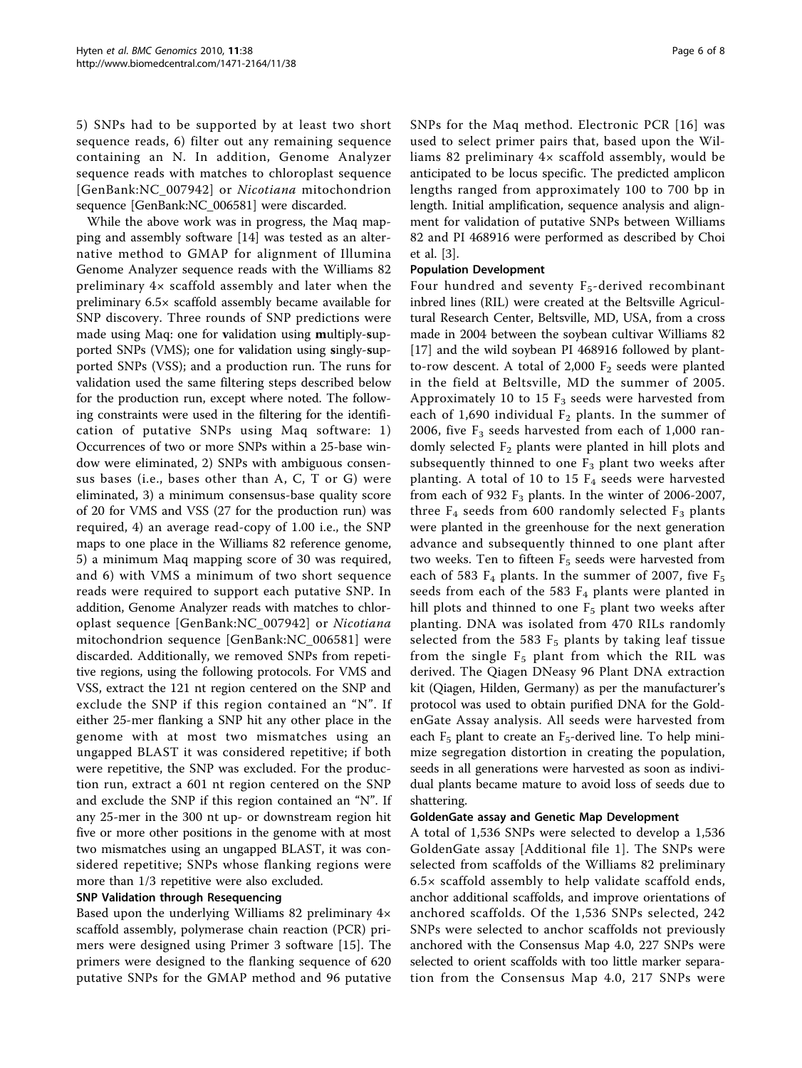5) SNPs had to be supported by at least two short sequence reads, 6) filter out any remaining sequence containing an N. In addition, Genome Analyzer sequence reads with matches to chloroplast sequence [GenBank:NC_007942] or *Nicotiana* mitochondrion sequence [GenBank:NC_006581] were discarded.

While the above work was in progress, the Maq mapping and assembly software [14] was tested as an alternative method to GMAP for alignment of Illumina Genome Analyzer sequence reads with the Williams 82 preliminary 4× scaffold assembly and later when the preliminary 6.5× scaffold assembly became available for SNP discovery. Three rounds of SNP predictions were made using Maq: one for **v**alidation using **m**ultiply-**s**upported SNPs (VMS); one for **v**alidation using **s**ingly-**s**upported SNPs (VSS); and a production run. The runs for validation used the same filtering steps described below for the production run, except where noted. The following constraints were used in the filtering for the identification of putative SNPs using Maq software: 1) Occurrences of two or more SNPs within a 25-base window were eliminated, 2) SNPs with ambiguous consensus bases (i.e., bases other than A, C, T or G) were eliminated, 3) a minimum consensus-base quality score of 20 for VMS and VSS (27 for the production run) was required, 4) an average read-copy of 1.00 i.e., the SNP maps to one place in the Williams 82 reference genome, 5) a minimum Maq mapping score of 30 was required, and 6) with VMS a minimum of two short sequence reads were required to support each putative SNP. In addition, Genome Analyzer reads with matches to chloroplast sequence [GenBank:NC_007942] or *Nicotiana* mitochondrion sequence [GenBank:NC_006581] were discarded. Additionally, we removed SNPs from repetitive regions, using the following protocols. For VMS and VSS, extract the 121 nt region centered on the SNP and exclude the SNP if this region contained an "N". If either 25-mer flanking a SNP hit any other place in the genome with at most two mismatches using an ungapped BLAST it was considered repetitive; if both were repetitive, the SNP was excluded. For the production run, extract a 601 nt region centered on the SNP and exclude the SNP if this region contained an "N". If any 25-mer in the 300 nt up- or downstream region hit five or more other positions in the genome with at most two mismatches using an ungapped BLAST, it was considered repetitive; SNPs whose flanking regions were more than 1/3 repetitive were also excluded.

### SNP Validation through Resequencing

Based upon the underlying Williams 82 preliminary 4× scaffold assembly, polymerase chain reaction (PCR) primers were designed using Primer 3 software [15]. The primers were designed to the flanking sequence of 620 putative SNPs for the GMAP method and 96 putative SNPs for the Maq method. Electronic PCR [16] was used to select primer pairs that, based upon the Williams 82 preliminary 4× scaffold assembly, would be anticipated to be locus specific. The predicted amplicon lengths ranged from approximately 100 to 700 bp in length. Initial amplification, sequence analysis and alignment for validation of putative SNPs between Williams 82 and PI 468916 were performed as described by Choi et al. [3].

### Population Development

Four hundred and seventy $F_5$-derived recombinant inbred lines (RIL) were created at the Beltsville Agricultural Research Center, Beltsville, MD, USA, from a cross made in 2004 between the soybean cultivar Williams 82 [17] and the wild soybean PI 468916 followed by plant-to-row descent. A total of 2,000 $F_2$ seeds were planted in the field at Beltsville, MD the summer of 2005. Approximately 10 to 15 $F_3$ seeds were harvested from each of 1,690 individual $F_2$ plants. In the summer of 2006, five $F_3$ seeds harvested from each of 1,000 randomly selected $F_2$ plants were planted in hill plots and subsequently thinned to one $F_3$ plant two weeks after planting. A total of 10 to 15 $F_4$ seeds were harvested from each of 932 $F_3$ plants. In the winter of 2006-2007, three $F_4$ seeds from 600 randomly selected $F_3$ plants were planted in the greenhouse for the next generation advance and subsequently thinned to one plant after two weeks. Ten to fifteen $F_5$ seeds were harvested from each of 583 $F_4$ plants. In the summer of 2007, five $F_5$ seeds from each of the 583 $F_4$ plants were planted in hill plots and thinned to one $F_5$ plant two weeks after planting. DNA was isolated from 470 RILs randomly selected from the 583 $F_5$ plants by taking leaf tissue from the single $F_5$ plant from which the RIL was derived. The Qiagen DNeasy 96 Plant DNA extraction kit (Qiagen, Hilden, Germany) as per the manufacturer's protocol was used to obtain purified DNA for the GoldenGate Assay analysis. All seeds were harvested from each $F_5$ plant to create an $F_5$-derived line. To help minimize segregation distortion in creating the population, seeds in all generations were harvested as soon as individual plants became mature to avoid loss of seeds due to shattering.

### GoldenGate assay and Genetic Map Development

A total of 1,536 SNPs were selected to develop a 1,536 GoldenGate assay [Additional file 1]. The SNPs were selected from scaffolds of the Williams 82 preliminary 6.5× scaffold assembly to help validate scaffold ends, anchor additional scaffolds, and improve orientations of anchored scaffolds. Of the 1,536 SNPs selected, 242 SNPs were selected to anchor scaffolds not previously anchored with the Consensus Map 4.0, 227 SNPs were selected to orient scaffolds with too little marker separation from the Consensus Map 4.0, 217 SNPs were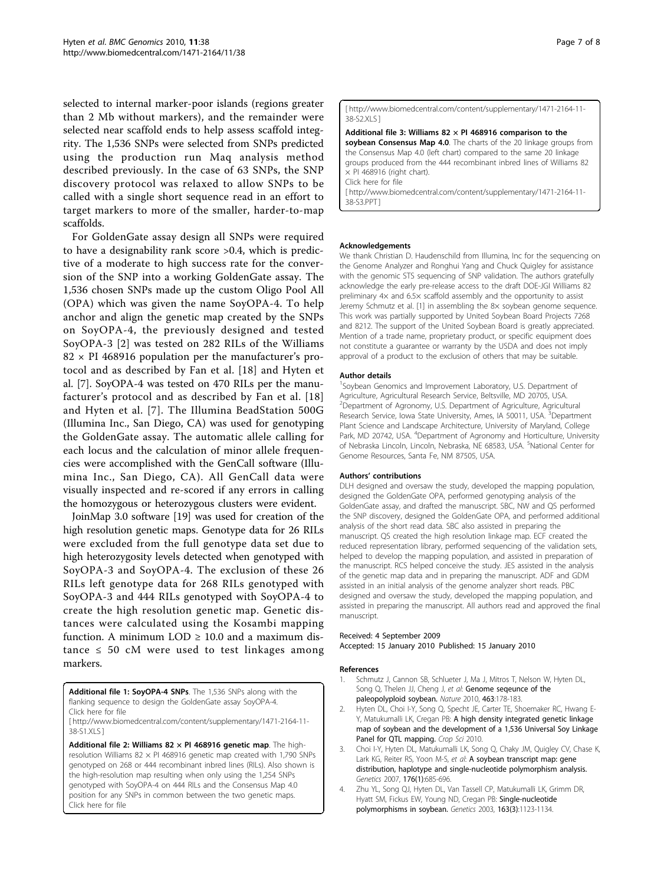selected to internal marker-poor islands (regions greater than 2 Mb without markers), and the remainder were selected near scaffold ends to help assess scaffold integrity. The 1,536 SNPs were selected from SNPs predicted using the production run Maq analysis method described previously. In the case of 63 SNPs, the SNP discovery protocol was relaxed to allow SNPs to be called with a single short sequence read in an effort to target markers to more of the smaller, harder-to-map scaffolds.

For GoldenGate assay design all SNPs were required to have a designability rank score >0.4, which is predictive of a moderate to high success rate for the conversion of the SNP into a working GoldenGate assay. The 1,536 chosen SNPs made up the custom Oligo Pool All (OPA) which was given the name SoyOPA-4. To help anchor and align the genetic map created by the SNPs on SoyOPA-4, the previously designed and tested SoyOPA-3 [2] was tested on 282 RILs of the Williams 82 × PI 468916 population per the manufacturer's protocol and as described by Fan et al. [18] and Hyten et al. [7]. SoyOPA-4 was tested on 470 RILs per the manufacturer's protocol and as described by Fan et al. [18] and Hyten et al. [7]. The Illumina BeadStation 500G (Illumina Inc., San Diego, CA) was used for genotyping the GoldenGate assay. The automatic allele calling for each locus and the calculation of minor allele frequencies were accomplished with the GenCall software (Illumina Inc., San Diego, CA). All GenCall data were visually inspected and re-scored if any errors in calling the homozygous or heterozygous clusters were evident.

JoinMap 3.0 software [19] was used for creation of the high resolution genetic maps. Genotype data for 26 RILs were excluded from the full genotype data set due to high heterozygosity levels detected when genotyped with SoyOPA-3 and SoyOPA-4. The exclusion of these 26 RILs left genotype data for 268 RILs genotyped with SoyOPA-3 and 444 RILs genotyped with SoyOPA-4 to create the high resolution genetic map. Genetic distances were calculated using the Kosambi mapping function. A minimum LOD ≥ 10.0 and a maximum distance ≤ 50 cM were used to test linkages among markers.

**Additional file 1: SoyOPA-4 SNPs**. The 1,536 SNPs along with the flanking sequence to design the GoldenGate assay SoyOPA-4.
Click here for file
[http://www.biomedcentral.com/content/supplementary/1471-2164-11-38-S1.XLS]

**Additional file 2: Williams 82 × PI 468916 genetic map**. The high-resolution Williams 82 × PI 468916 genetic map created with 1,790 SNPs genotyped on 268 or 444 recombinant inbred lines (RILs). Also shown is the high-resolution map resulting when only using the 1,254 SNPs genotyped with SoyOPA-4 on 444 RILs and the Consensus Map 4.0 position for any SNPs in common between the two genetic maps.
Click here for file
[http://www.biomedcentral.com/content/supplementary/1471-2164-11-38-S2.XLS]

**Additional file 3: Williams 82 × PI 468916 comparison to the soybean Consensus Map 4.0**. The charts of the 20 linkage groups from the Consensus Map 4.0 (left chart) compared to the same 20 linkage groups produced from the 444 recombinant inbred lines of Williams 82 × PI 468916 (right chart).
Click here for file
[http://www.biomedcentral.com/content/supplementary/1471-2164-11-38-S3.PPT]

#### Acknowledgements

We thank Christian D. Haudenschild from Illumina, Inc for the sequencing on the Genome Analyzer and Ronghui Yang and Chuck Quigley for assistance with the genomic STS sequencing of SNP validation. The authors gratefully acknowledge the early pre-release access to the draft DOE-JGI Williams 82 preliminary 4× and 6.5× scaffold assembly and the opportunity to assist Jeremy Schmutz et al. [1] in assembling the 8× soybean genome sequence. This work was partially supported by United Soybean Board Projects 7268 and 8212. The support of the United Soybean Board is greatly appreciated. Mention of a trade name, proprietary product, or specific equipment does not constitute a guarantee or warranty by the USDA and does not imply approval of a product to the exclusion of others that may be suitable.

#### Author details

[1]Soybean Genomics and Improvement Laboratory, U.S. Department of Agriculture, Agricultural Research Service, Beltsville, MD 20705, USA. [2]Department of Agronomy, U.S. Department of Agriculture, Agricultural Research Service, Iowa State University, Ames, IA 50011, USA. [3]Department Plant Science and Landscape Architecture, University of Maryland, College Park, MD 20742, USA. [4]Department of Agronomy and Horticulture, University of Nebraska Lincoln, Lincoln, Nebraska, NE 68583, USA. [5]National Center for Genome Resources, Santa Fe, NM 87505, USA.

#### Authors' contributions

DLH designed and oversaw the study, developed the mapping population, designed the GoldenGate OPA, performed genotyping analysis of the GoldenGate assay, and drafted the manuscript. SBC, NW and QS performed the SNP discovery, designed the GoldenGate OPA, and performed additional analysis of the short read data. SBC also assisted in preparing the manuscript. QS created the high resolution linkage map. ECF created the reduced representation library, performed sequencing of the validation sets, helped to develop the mapping population, and assisted in preparation of the manuscript. RCS helped conceive the study. JES assisted in the analysis of the genetic map data and in preparing the manuscript. ADF and GDM assisted in an initial analysis of the genome analyzer short reads. PBC designed and oversaw the study, developed the mapping population, and assisted in preparing the manuscript. All authors read and approved the final manuscript.

Received: 4 September 2009
Accepted: 15 January 2010 Published: 15 January 2010

#### References

1. Schmutz J, Cannon SB, Schlueter J, Ma J, Mitros T, Nelson W, Hyten DL, Song Q, Thelen JJ, Cheng J, *et al*: **Genome seqeunce of the paleopolyploid soybean.** *Nature* 2010, **463**:178-183.
2. Hyten DL, Choi I-Y, Song Q, Specht JE, Carter TE, Shoemaker RC, Hwang E-Y, Matukumalli LK, Cregan PB: **A high density integrated genetic linkage map of soybean and the development of a 1,536 Universal Soy Linkage Panel for QTL mapping.** *Crop Sci* 2010.
3. Choi I-Y, Hyten DL, Matukumalli LK, Song Q, Chaky JM, Quigley CV, Chase K, Lark KG, Reiter RS, Yoon M-S, *et al*: **A soybean transcript map: gene distribution, haplotype and single-nucleotide polymorphism analysis.** *Genetics* 2007, **176(1)**:685-696.
4. Zhu YL, Song QJ, Hyten DL, Van Tassell CP, Matukumalli LK, Grimm DR, Hyatt SM, Fickus EW, Young ND, Cregan PB: **Single-nucleotide polymorphisms in soybean.** *Genetics* 2003, **163(3)**:1123-1134.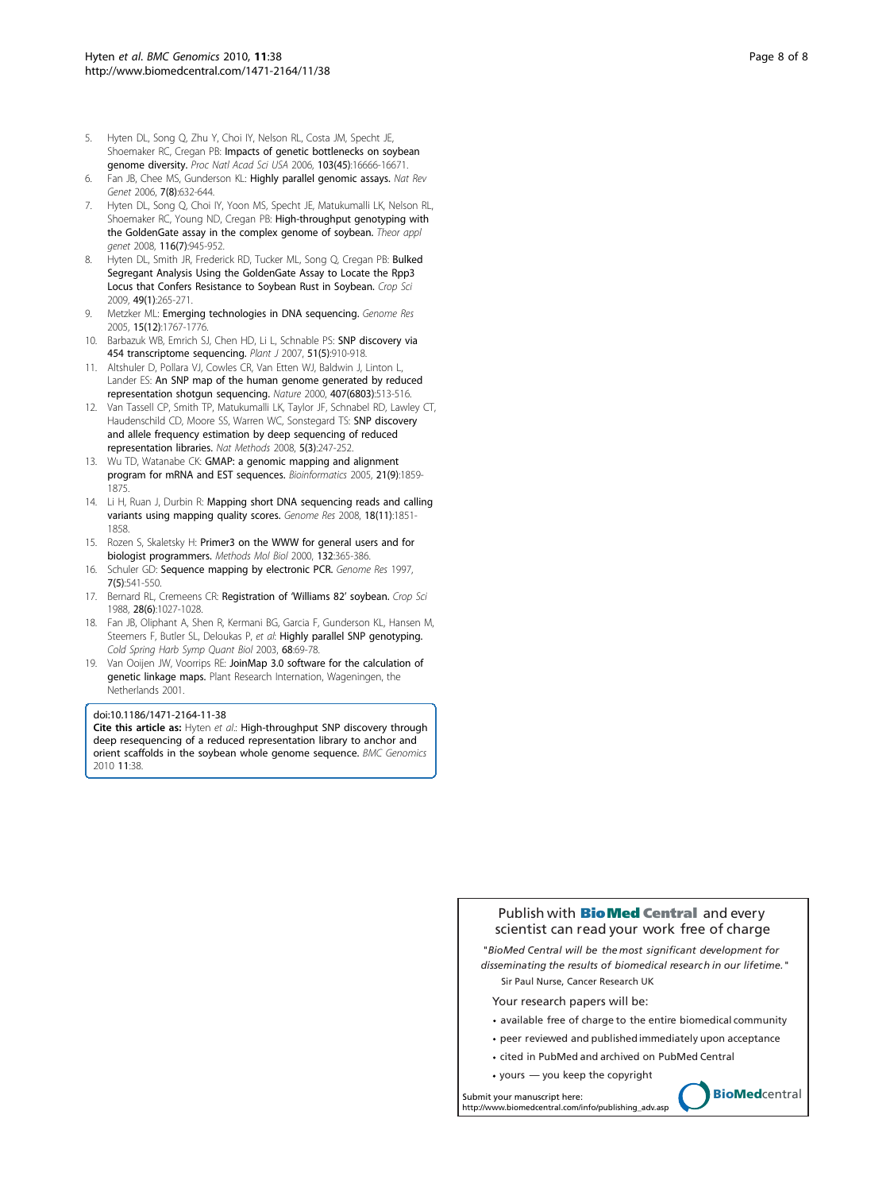5. Hyten DL, Song Q, Zhu Y, Choi IY, Nelson RL, Costa JM, Specht JE, Shoemaker RC, Cregan PB: **Impacts of genetic bottlenecks on soybean genome diversity.** *Proc Natl Acad Sci USA* 2006, **103(45)**:16666-16671.
6. Fan JB, Chee MS, Gunderson KL: **Highly parallel genomic assays.** *Nat Rev Genet* 2006, **7(8)**:632-644.
7. Hyten DL, Song Q, Choi IY, Yoon MS, Specht JE, Matukumalli LK, Nelson RL, Shoemaker RC, Young ND, Cregan PB: **High-throughput genotyping with the GoldenGate assay in the complex genome of soybean.** *Theor appl genet* 2008, **116(7)**:945-952.
8. Hyten DL, Smith JR, Frederick RD, Tucker ML, Song Q, Cregan PB: **Bulked Segregant Analysis Using the GoldenGate Assay to Locate the Rpp3 Locus that Confers Resistance to Soybean Rust in Soybean.** *Crop Sci* 2009, **49(1)**:265-271.
9. Metzker ML: **Emerging technologies in DNA sequencing.** *Genome Res* 2005, **15(12)**:1767-1776.
10. Barbazuk WB, Emrich SJ, Chen HD, Li L, Schnable PS: **SNP discovery via 454 transcriptome sequencing.** *Plant J* 2007, **51(5)**:910-918.
11. Altshuler D, Pollara VJ, Cowles CR, Van Etten WJ, Baldwin J, Linton L, Lander ES: **An SNP map of the human genome generated by reduced representation shotgun sequencing.** *Nature* 2000, **407(6803)**:513-516.
12. Van Tassell CP, Smith TP, Matukumalli LK, Taylor JF, Schnabel RD, Lawley CT, Haudenschild CD, Moore SS, Warren WC, Sonstegard TS: **SNP discovery and allele frequency estimation by deep sequencing of reduced representation libraries.** *Nat Methods* 2008, **5(3)**:247-252.
13. Wu TD, Watanabe CK: **GMAP: a genomic mapping and alignment program for mRNA and EST sequences.** *Bioinformatics* 2005, **21(9)**:1859-1875.
14. Li H, Ruan J, Durbin R: **Mapping short DNA sequencing reads and calling variants using mapping quality scores.** *Genome Res* 2008, **18(11)**:1851-1858.
15. Rozen S, Skaletsky H: **Primer3 on the WWW for general users and for biologist programmers.** *Methods Mol Biol* 2000, **132**:365-386.
16. Schuler GD: **Sequence mapping by electronic PCR.** *Genome Res* 1997, **7(5)**:541-550.
17. Bernard RL, Cremeens CR: **Registration of 'Williams 82' soybean.** *Crop Sci* 1988, **28(6)**:1027-1028.
18. Fan JB, Oliphant A, Shen R, Kermani BG, Garcia F, Gunderson KL, Hansen M, Steemers F, Butler SL, Deloukas P, *et al*: **Highly parallel SNP genotyping.** *Cold Spring Harb Symp Quant Biol* 2003, **68**:69-78.
19. Van Ooijen JW, Voorrips RE: **JoinMap 3.0 software for the calculation of genetic linkage maps.** Plant Research Internation, Wageningen, the Netherlands 2001.

doi:10.1186/1471-2164-11-38

**Cite this article as:** Hyten *et al.*: High-throughput SNP discovery through deep resequencing of a reduced representation library to anchor and orient scaffolds in the soybean whole genome sequence. *BMC Genomics* 2010 **11**:38.

Publish with **BioMed Central** and every scientist can read your work free of charge

*"BioMed Central will be the most significant development for disseminating the results of biomedical research in our lifetime."*

Sir Paul Nurse, Cancer Research UK

Your research papers will be:

- available free of charge to the entire biomedical community
- peer reviewed and published immediately upon acceptance
- cited in PubMed and archived on PubMed Central
- yours — you keep the copyright

Submit your manuscript here:
http://www.biomedcentral.com/info/publishing_adv.asp

BioMedcentral